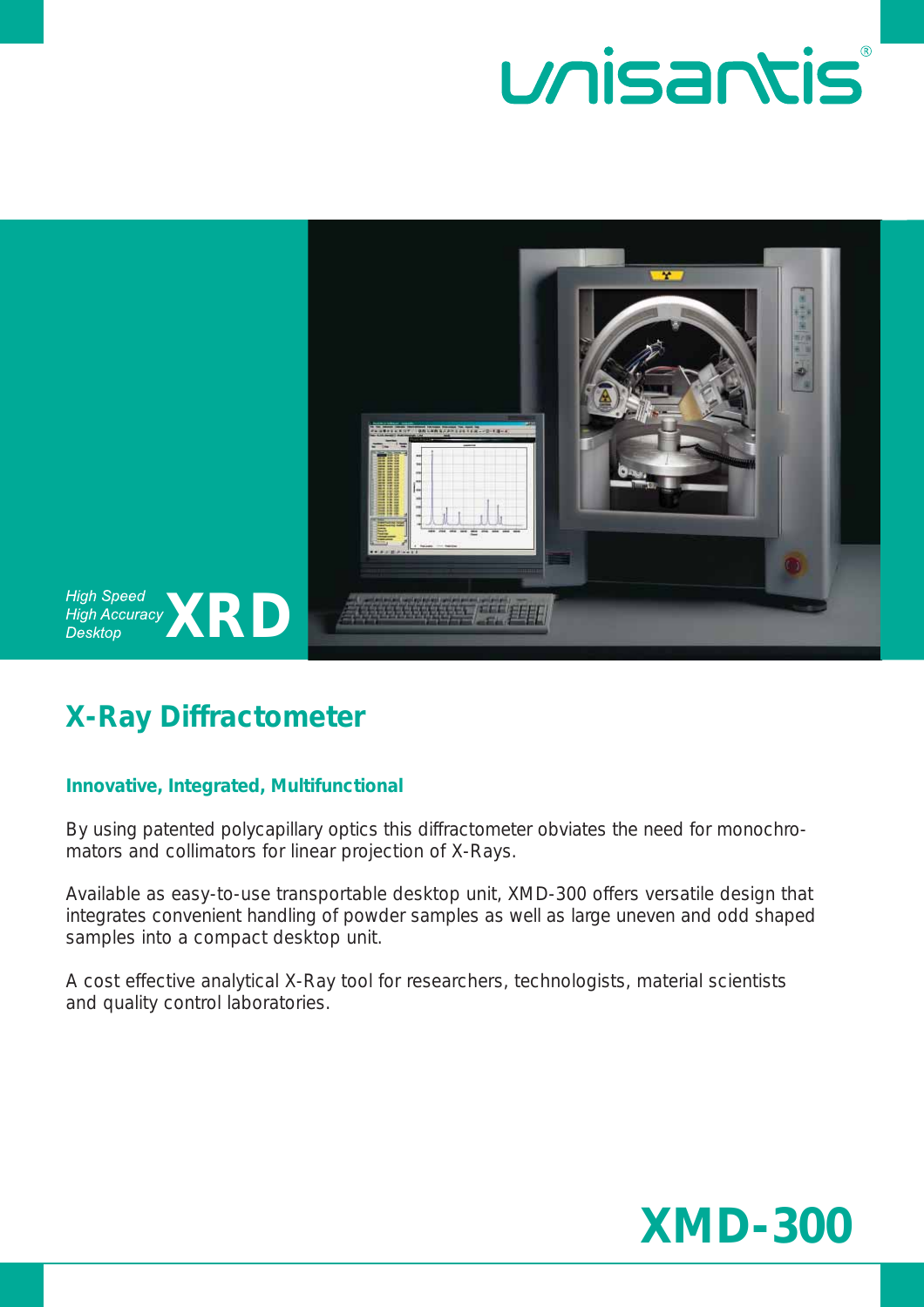unisantis®

*High Speed*
*High Accuracy*
*Desktop*
**XRD**

## X-Ray Diffractometer

### Innovative, Integrated, Multifunctional

By using patented polycapillary optics this diffractometer obviates the need for monochromators and collimators for linear projection of X-Rays.

Available as easy-to-use transportable desktop unit, XMD-300 offers versatile design that integrates convenient handling of powder samples as well as large uneven and odd shaped samples into a compact desktop unit.

A cost effective analytical X-Ray tool for researchers, technologists, material scientists and quality control laboratories.

# XMD-300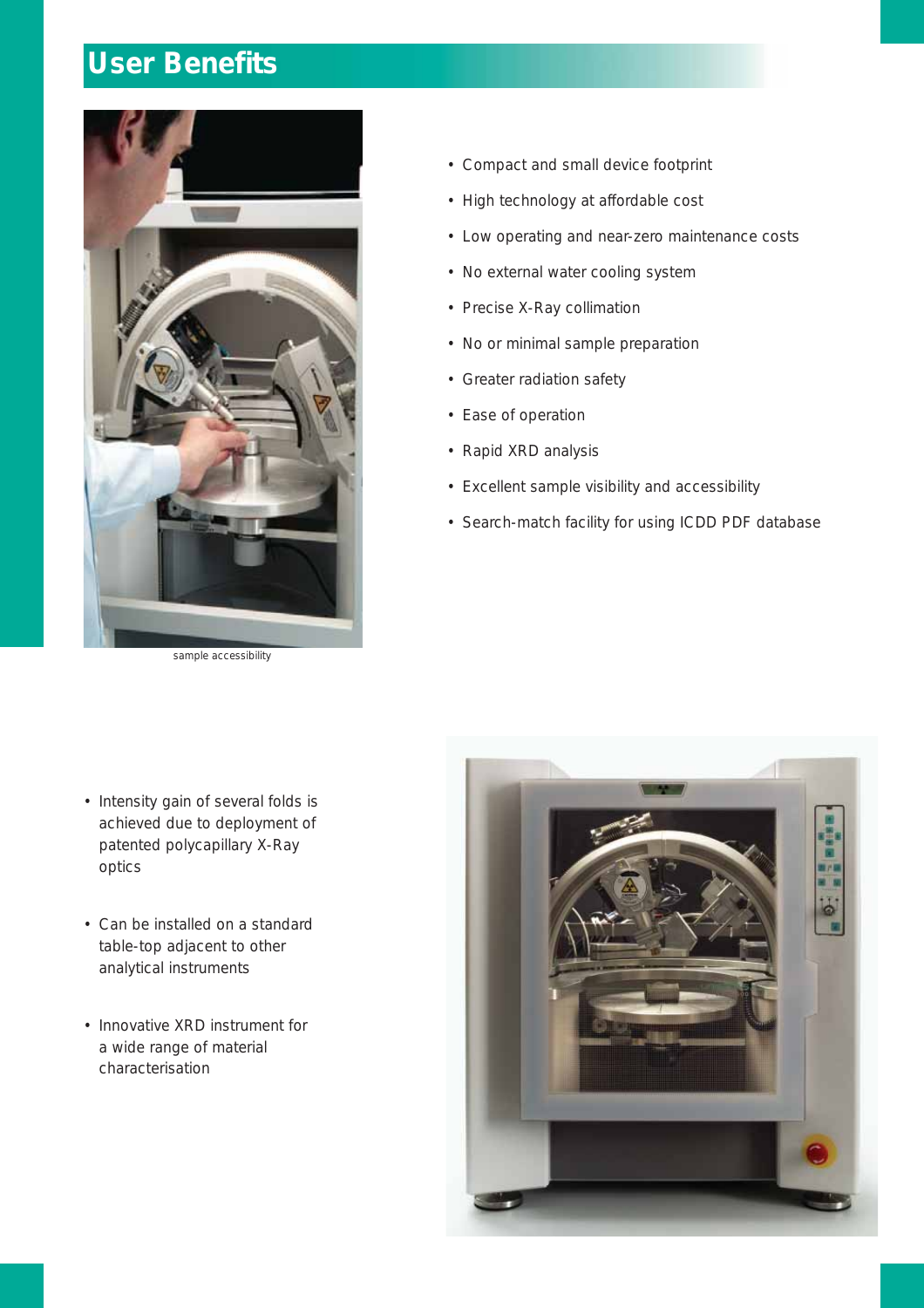# User Benefits

sample accessibility

- Compact and small device footprint
- High technology at affordable cost
- Low operating and near-zero maintenance costs
- No external water cooling system
- Precise X-Ray collimation
- No or minimal sample preparation
- Greater radiation safety
- Ease of operation
- Rapid XRD analysis
- Excellent sample visibility and accessibility
- Search-match facility for using ICDD PDF database

- Intensity gain of several folds is achieved due to deployment of patented polycapillary X-Ray optics
- Can be installed on a standard table-top adjacent to other analytical instruments
- Innovative XRD instrument for a wide range of material characterisation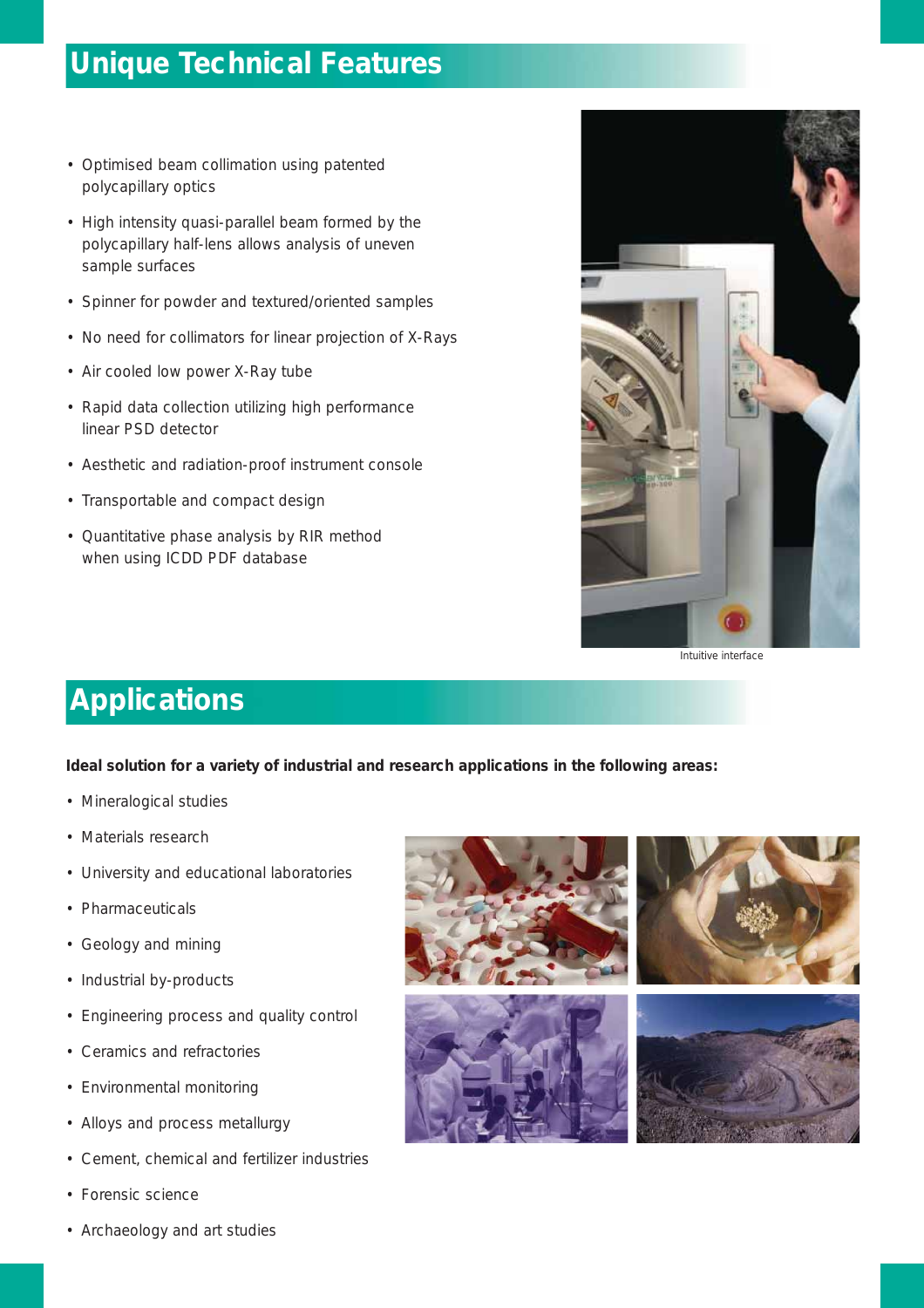## Unique Technical Features

- Optimised beam collimation using patented polycapillary optics
- High intensity quasi-parallel beam formed by the polycapillary half-lens allows analysis of uneven sample surfaces
- Spinner for powder and textured/oriented samples
- No need for collimators for linear projection of X-Rays
- Air cooled low power X-Ray tube
- Rapid data collection utilizing high performance linear PSD detector
- Aesthetic and radiation-proof instrument console
- Transportable and compact design
- Quantitative phase analysis by RIR method when using ICDD PDF database

Intuitive interface

## Applications

**Ideal solution for a variety of industrial and research applications in the following areas:**

- Mineralogical studies
- Materials research
- University and educational laboratories
- Pharmaceuticals
- Geology and mining
- Industrial by-products
- Engineering process and quality control
- Ceramics and refractories
- Environmental monitoring
- Alloys and process metallurgy
- Cement, chemical and fertilizer industries
- Forensic science
- Archaeology and art studies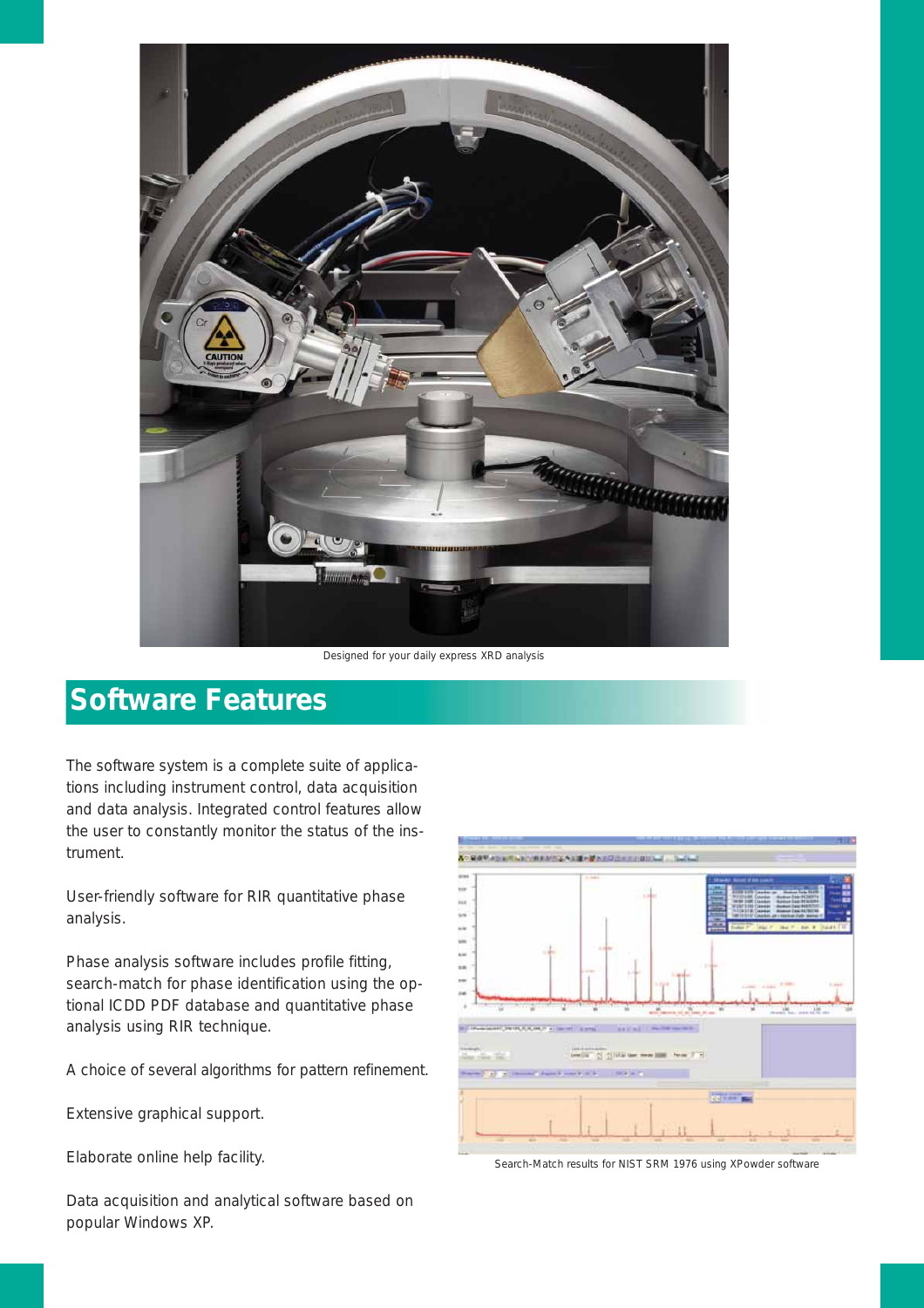Designed for your daily express XRD analysis

## Software Features

The software system is a complete suite of applications including instrument control, data acquisition and data analysis. Integrated control features allow the user to constantly monitor the status of the instrument.

User-friendly software for RIR quantitative phase analysis.

Phase analysis software includes profile fitting, search-match for phase identification using the optional ICDD PDF database and quantitative phase analysis using RIR technique.

A choice of several algorithms for pattern refinement.

Extensive graphical support.

Elaborate online help facility.

Data acquisition and analytical software based on popular Windows XP.

Search-Match results for NIST SRM 1976 using XPowder software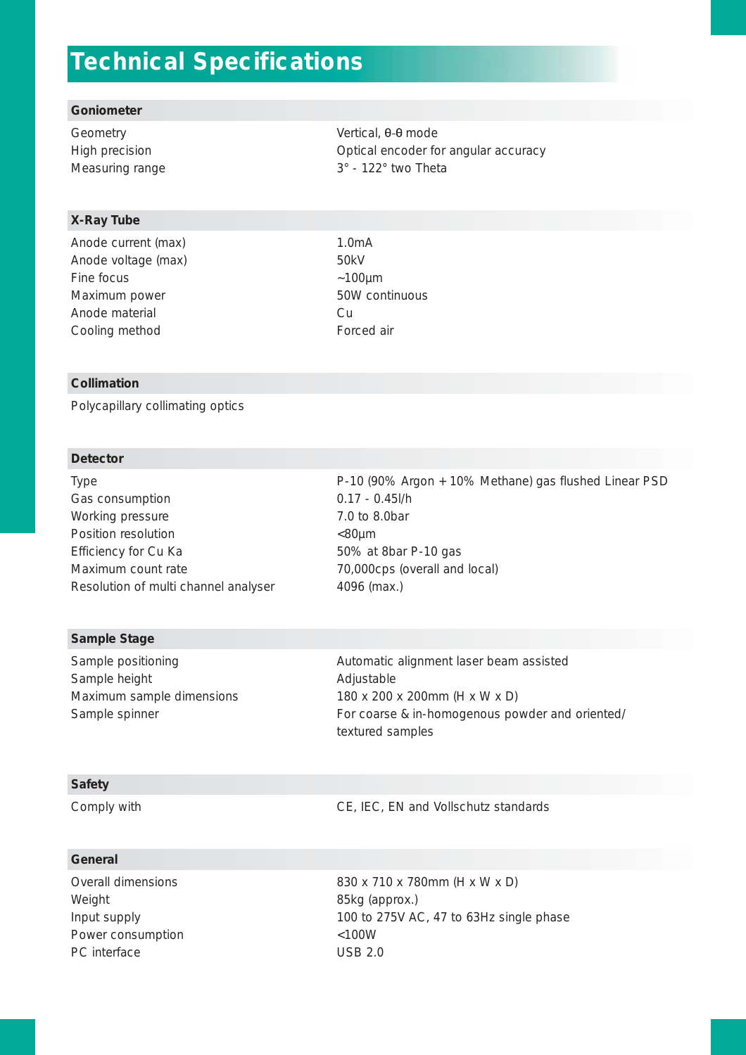# Technical Specifications

## Goniometer

| | |
|---|---|
| Geometry | Vertical, θ-θ mode |
| High precision | Optical encoder for angular accuracy |
| Measuring range | 3° - 122° two Theta |

## X-Ray Tube

| | |
|---|---|
| Anode current (max) | 1.0mA |
| Anode voltage (max) | 50kV |
| Fine focus | ~100µm |
| Maximum power | 50W continuous |
| Anode material | Cu |
| Cooling method | Forced air |

## Collimation

Polycapillary collimating optics

## Detector

| | |
|---|---|
| Type | P-10 (90% Argon + 10% Methane) gas flushed Linear PSD |
| Gas consumption | 0.17 - 0.45l/h |
| Working pressure | 7.0 to 8.0bar |
| Position resolution | <80µm |
| Efficiency for Cu Ka | 50% at 8bar P-10 gas |
| Maximum count rate | 70,000cps (overall and local) |
| Resolution of multi channel analyser | 4096 (max.) |

## Sample Stage

| | |
|---|---|
| Sample positioning | Automatic alignment laser beam assisted |
| Sample height | Adjustable |
| Maximum sample dimensions | 180 x 200 x 200mm (H x W x D) |
| Sample spinner | For coarse & in-homogenous powder and oriented/ textured samples |

## Safety

| | |
|---|---|
| Comply with | CE, IEC, EN and Vollschutz standards |

## General

| | |
|---|---|
| Overall dimensions | 830 x 710 x 780mm (H x W x D) |
| Weight | 85kg (approx.) |
| Input supply | 100 to 275V AC, 47 to 63Hz single phase |
| Power consumption | <100W |
| PC interface | USB 2.0 |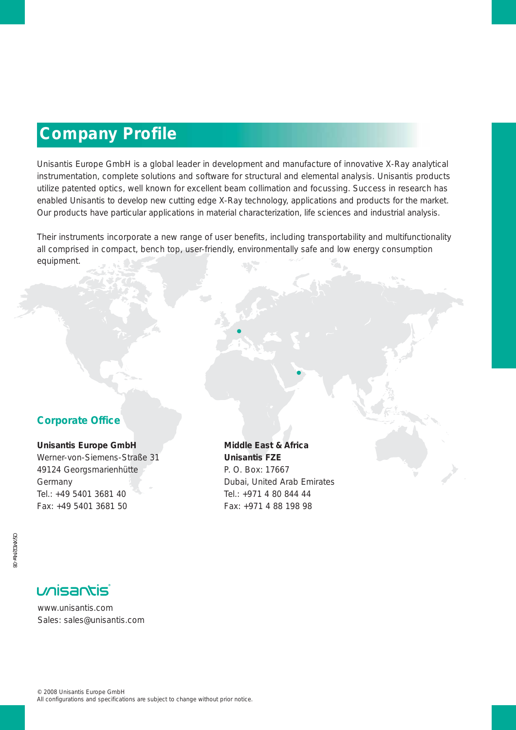## Company Profile

Unisantis Europe GmbH is a global leader in development and manufacture of innovative X-Ray analytical instrumentation, complete solutions and software for structural and elemental analysis. Unisantis products utilize patented optics, well known for excellent beam collimation and focussing. Success in research has enabled Unisantis to develop new cutting edge X-Ray technology, applications and products for the market. Our products have particular applications in material characterization, life sciences and industrial analysis.

Their instruments incorporate a new range of user benefits, including transportability and multifunctionality all comprised in compact, bench top, user-friendly, environmentally safe and low energy consumption equipment.

### Corporate Office

**Unisantis Europe GmbH**
Werner-von-Siemens-Straße 31
49124 Georgsmarienhütte
Germany
Tel.: +49 5401 3681 40
Fax: +49 5401 3681 50

**Middle East & Africa**
**Unisantis FZE**
P. O. Box: 17667
Dubai, United Arab Emirates
Tel.: +971 4 80 844 44
Fax: +971 4 88 198 98

unisantis

www.unisantis.com
Sales: sales@unisantis.com

© 2008 Unisantis Europe GmbH
All configurations and specifications are subject to change without prior notice.